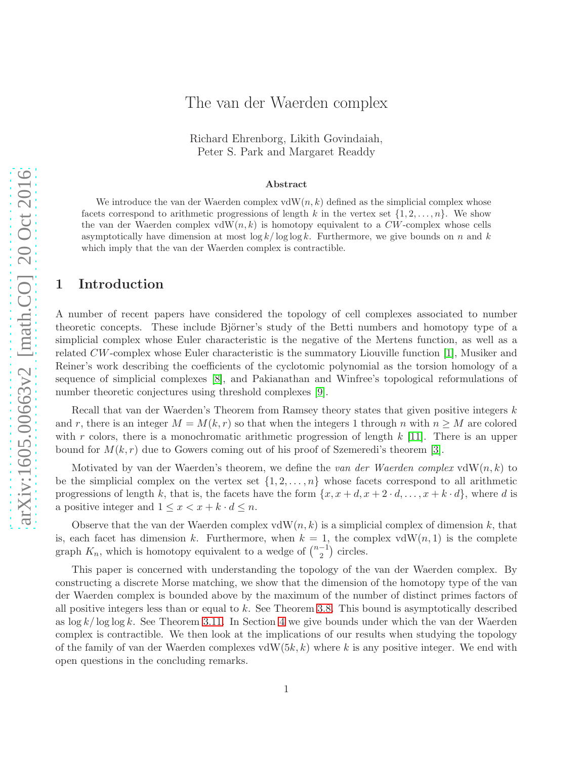# The van der Waerden complex

Richard Ehrenborg, Likith Govindaiah,
Peter S. Park and Margaret Readdy

### Abstract

We introduce the van der Waerden complex $\mathrm{vdW}(n, k)$ defined as the simplicial complex whose facets correspond to arithmetic progressions of length $k$ in the vertex set $\{1, 2, \ldots, n\}$. We show the van der Waerden complex $\mathrm{vdW}(n, k)$ is homotopy equivalent to a $CW$-complex whose cells asymptotically have dimension at most $\log k / \log \log k$. Furthermore, we give bounds on $n$ and $k$ which imply that the van der Waerden complex is contractible.

## 1 Introduction

A number of recent papers have considered the topology of cell complexes associated to number theoretic concepts. These include Björner's study of the Betti numbers and homotopy type of a simplicial complex whose Euler characteristic is the negative of the Mertens function, as well as a related $CW$-complex whose Euler characteristic is the summatory Liouville function [1], Musiker and Reiner's work describing the coefficients of the cyclotomic polynomial as the torsion homology of a sequence of simplicial complexes [8], and Pakianathan and Winfree's topological reformulations of number theoretic conjectures using threshold complexes [9].

Recall that van der Waerden's Theorem from Ramsey theory states that given positive integers $k$ and $r$, there is an integer $M = M(k, r)$ so that when the integers 1 through $n$ with $n \geq M$ are colored with $r$ colors, there is a monochromatic arithmetic progression of length $k$ [11]. There is an upper bound for $M(k, r)$ due to Gowers coming out of his proof of Szemeredi's theorem [3].

Motivated by van der Waerden's theorem, we define the *van der Waerden complex* $\mathrm{vdW}(n, k)$ to be the simplicial complex on the vertex set $\{1, 2, \ldots, n\}$ whose facets correspond to all arithmetic progressions of length $k$, that is, the facets have the form $\{x, x + d, x + 2 \cdot d, \ldots, x + k \cdot d\}$, where $d$ is a positive integer and $1 \leq x < x + k \cdot d \leq n$.

Observe that the van der Waerden complex $\mathrm{vdW}(n, k)$ is a simplicial complex of dimension $k$, that is, each facet has dimension $k$. Furthermore, when $k = 1$, the complex $\mathrm{vdW}(n, 1)$ is the complete graph $K_n$, which is homotopy equivalent to a wedge of $\binom{n-1}{2}$ circles.

This paper is concerned with understanding the topology of the van der Waerden complex. By constructing a discrete Morse matching, we show that the dimension of the homotopy type of the van der Waerden complex is bounded above by the maximum of the number of distinct primes factors of all positive integers less than or equal to $k$. See Theorem 3.8. This bound is asymptotically described as $\log k / \log \log k$. See Theorem 3.11. In Section 4 we give bounds under which the van der Waerden complex is contractible. We then look at the implications of our results when studying the topology of the family of van der Waerden complexes $\mathrm{vdW}(5k, k)$ where $k$ is any positive integer. We end with open questions in the concluding remarks.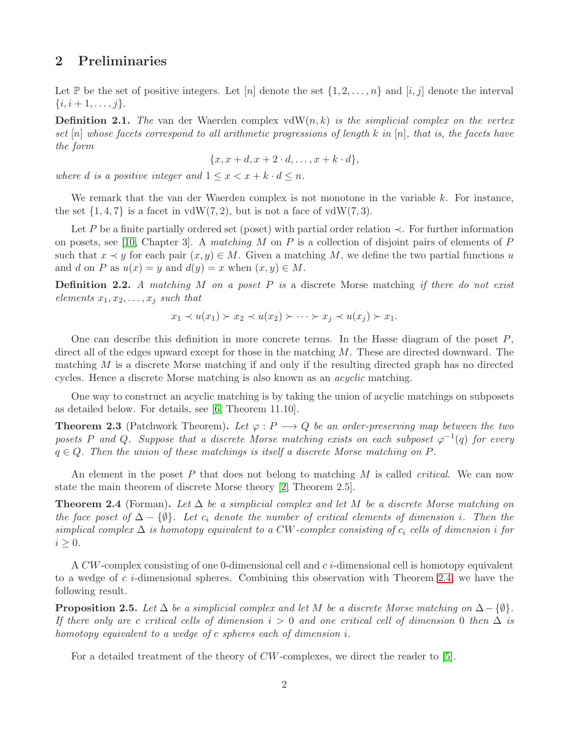## 2 Preliminaries

Let $\mathbb{P}$ be the set of positive integers. Let $[n]$ denote the set $\{1, 2, \ldots, n\}$ and $[i, j]$ denote the interval $\{i, i+1, \ldots, j\}$.

**Definition 2.1.** *The* van der Waerden complex $\mathrm{vdW}(n, k)$ *is the simplicial complex on the vertex set* $[n]$ *whose facets correspond to all arithmetic progressions of length* $k$ *in* $[n]$*, that is, the facets have the form*

$$\{x, x+d, x+2 \cdot d, \ldots, x+k \cdot d\},$$

*where* $d$ *is a positive integer and* $1 \leq x < x + k \cdot d \leq n$.

We remark that the van der Waerden complex is not monotone in the variable $k$. For instance, the set $\{1, 4, 7\}$ is a facet in $\mathrm{vdW}(7, 2)$, but is not a face of $\mathrm{vdW}(7, 3)$.

Let $P$ be a finite partially ordered set (poset) with partial order relation $\prec$. For further information on posets, see [10, Chapter 3]. A *matching* $M$ on $P$ is a collection of disjoint pairs of elements of $P$ such that $x \prec y$ for each pair $(x, y) \in M$. Given a matching $M$, we define the two partial functions $u$ and $d$ on $P$ as $u(x) = y$ and $d(y) = x$ when $(x, y) \in M$.

**Definition 2.2.** *A matching* $M$ *on a poset* $P$ *is* a discrete Morse matching *if there do not exist elements* $x_1, x_2, \ldots, x_j$ *such that*

$$x_1 \prec u(x_1) \succ x_2 \prec u(x_2) \succ \cdots \succ x_j \prec u(x_j) \succ x_1.$$

One can describe this definition in more concrete terms. In the Hasse diagram of the poset $P$, direct all of the edges upward except for those in the matching $M$. These are directed downward. The matching $M$ is a discrete Morse matching if and only if the resulting directed graph has no directed cycles. Hence a discrete Morse matching is also known as an *acyclic* matching.

One way to construct an acyclic matching is by taking the union of acyclic matchings on subposets as detailed below. For details, see [6, Theorem 11.10].

**Theorem 2.3** (Patchwork Theorem)**.** *Let* $\varphi : P \longrightarrow Q$ *be an order-preserving map between the two posets* $P$ *and* $Q$*. Suppose that a discrete Morse matching exists on each subposet* $\varphi^{-1}(q)$ *for every* $q \in Q$*. Then the union of these matchings is itself a discrete Morse matching on* $P$*.*

An element in the poset $P$ that does not belong to matching $M$ is called *critical*. We can now state the main theorem of discrete Morse theory [2, Theorem 2.5].

**Theorem 2.4** (Forman)**.** *Let* $\Delta$ *be a simplicial complex and let* $M$ *be a discrete Morse matching on the face poset of* $\Delta - \{\emptyset\}$*. Let* $c_i$ *denote the number of critical elements of dimension* $i$*. Then the simplical complex* $\Delta$ *is homotopy equivalent to a CW-complex consisting of* $c_i$ *cells of dimension* $i$ *for* $i \geq 0$*.*

A $CW$-complex consisting of one 0-dimensional cell and $c$ $i$-dimensional cell is homotopy equivalent to a wedge of $c$ $i$-dimensional spheres. Combining this observation with Theorem 2.4, we have the following result.

**Proposition 2.5.** *Let* $\Delta$ *be a simplicial complex and let* $M$ *be a discrete Morse matching on* $\Delta - \{\emptyset\}$*. If there only are* $c$ *critical cells of dimension* $i > 0$ *and one critical cell of dimension* 0 *then* $\Delta$ *is homotopy equivalent to a wedge of* $c$ *spheres each of dimension* $i$*.*

For a detailed treatment of the theory of $CW$-complexes, we direct the reader to [5].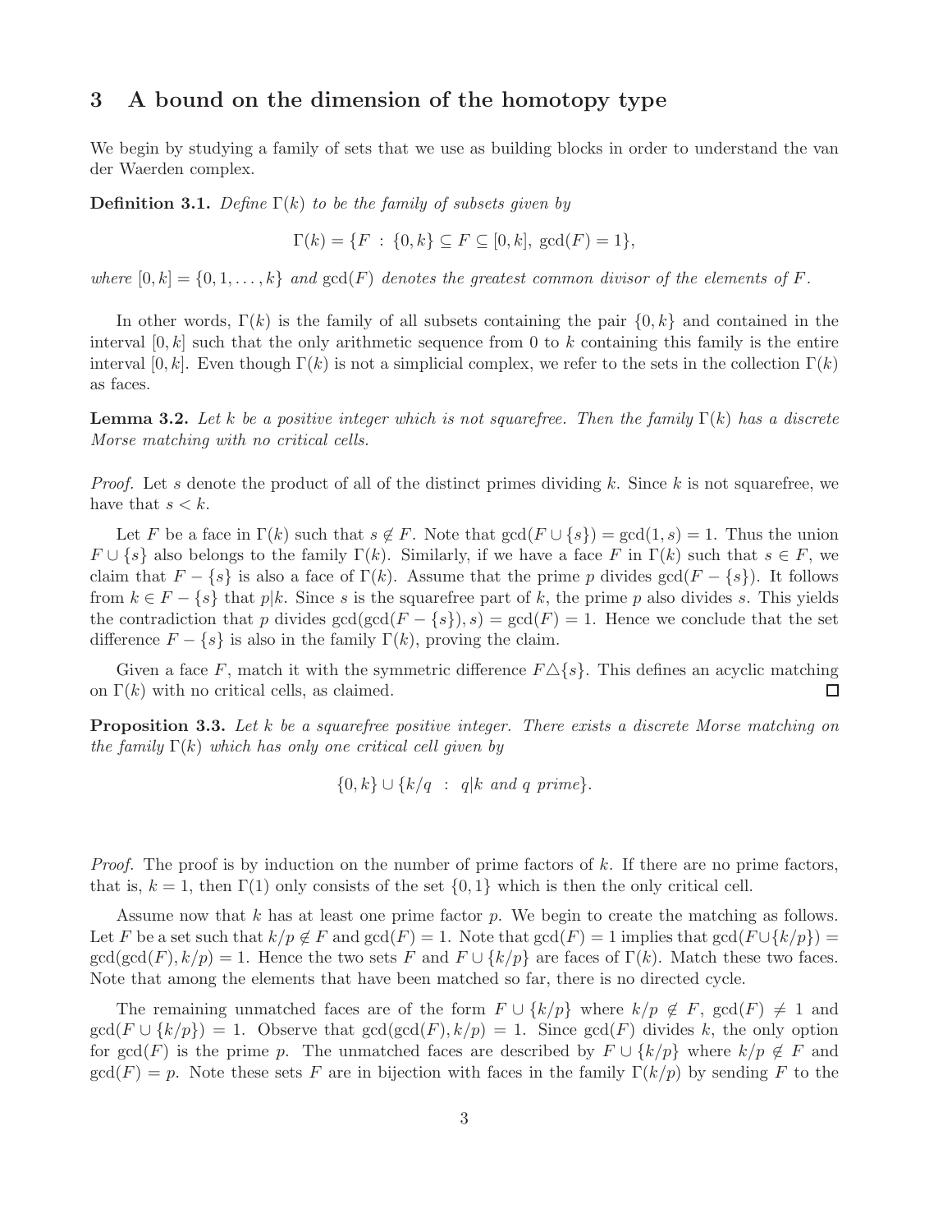## 3 A bound on the dimension of the homotopy type

We begin by studying a family of sets that we use as building blocks in order to understand the van der Waerden complex.

**Definition 3.1.** *Define $\Gamma(k)$ to be the family of subsets given by*

$$\Gamma(k) = \{F \ : \ \{0, k\} \subseteq F \subseteq [0, k], \ \gcd(F) = 1\},$$

*where $[0, k] = \{0, 1, \ldots, k\}$ and $\gcd(F)$ denotes the greatest common divisor of the elements of $F$.*

In other words, $\Gamma(k)$ is the family of all subsets containing the pair $\{0, k\}$ and contained in the interval $[0, k]$ such that the only arithmetic sequence from 0 to $k$ containing this family is the entire interval $[0, k]$. Even though $\Gamma(k)$ is not a simplicial complex, we refer to the sets in the collection $\Gamma(k)$ as faces.

**Lemma 3.2.** *Let $k$ be a positive integer which is not squarefree. Then the family $\Gamma(k)$ has a discrete Morse matching with no critical cells.*

*Proof.* Let $s$ denote the product of all of the distinct primes dividing $k$. Since $k$ is not squarefree, we have that $s < k$.

Let $F$ be a face in $\Gamma(k)$ such that $s \notin F$. Note that $\gcd(F \cup \{s\}) = \gcd(1, s) = 1$. Thus the union $F \cup \{s\}$ also belongs to the family $\Gamma(k)$. Similarly, if we have a face $F$ in $\Gamma(k)$ such that $s \in F$, we claim that $F - \{s\}$ is also a face of $\Gamma(k)$. Assume that the prime $p$ divides $\gcd(F - \{s\})$. It follows from $k \in F - \{s\}$ that $p|k$. Since $s$ is the squarefree part of $k$, the prime $p$ also divides $s$. This yields the contradiction that $p$ divides $\gcd(\gcd(F - \{s\}), s) = \gcd(F) = 1$. Hence we conclude that the set difference $F - \{s\}$ is also in the family $\Gamma(k)$, proving the claim.

Given a face $F$, match it with the symmetric difference $F \triangle \{s\}$. This defines an acyclic matching on $\Gamma(k)$ with no critical cells, as claimed. □

**Proposition 3.3.** *Let $k$ be a squarefree positive integer. There exists a discrete Morse matching on the family $\Gamma(k)$ which has only one critical cell given by*

$$\{0, k\} \cup \{k/q \ : \ q|k \text{ and } q \text{ prime}\}.$$

*Proof.* The proof is by induction on the number of prime factors of $k$. If there are no prime factors, that is, $k = 1$, then $\Gamma(1)$ only consists of the set $\{0, 1\}$ which is then the only critical cell.

Assume now that $k$ has at least one prime factor $p$. We begin to create the matching as follows. Let $F$ be a set such that $k/p \notin F$ and $\gcd(F) = 1$. Note that $\gcd(F) = 1$ implies that $\gcd(F \cup \{k/p\}) = \gcd(\gcd(F), k/p) = 1$. Hence the two sets $F$ and $F \cup \{k/p\}$ are faces of $\Gamma(k)$. Match these two faces. Note that among the elements that have been matched so far, there is no directed cycle.

The remaining unmatched faces are of the form $F \cup \{k/p\}$ where $k/p \notin F$, $\gcd(F) \neq 1$ and $\gcd(F \cup \{k/p\}) = 1$. Observe that $\gcd(\gcd(F), k/p) = 1$. Since $\gcd(F)$ divides $k$, the only option for $\gcd(F)$ is the prime $p$. The unmatched faces are described by $F \cup \{k/p\}$ where $k/p \notin F$ and $\gcd(F) = p$. Note these sets $F$ are in bijection with faces in the family $\Gamma(k/p)$ by sending $F$ to the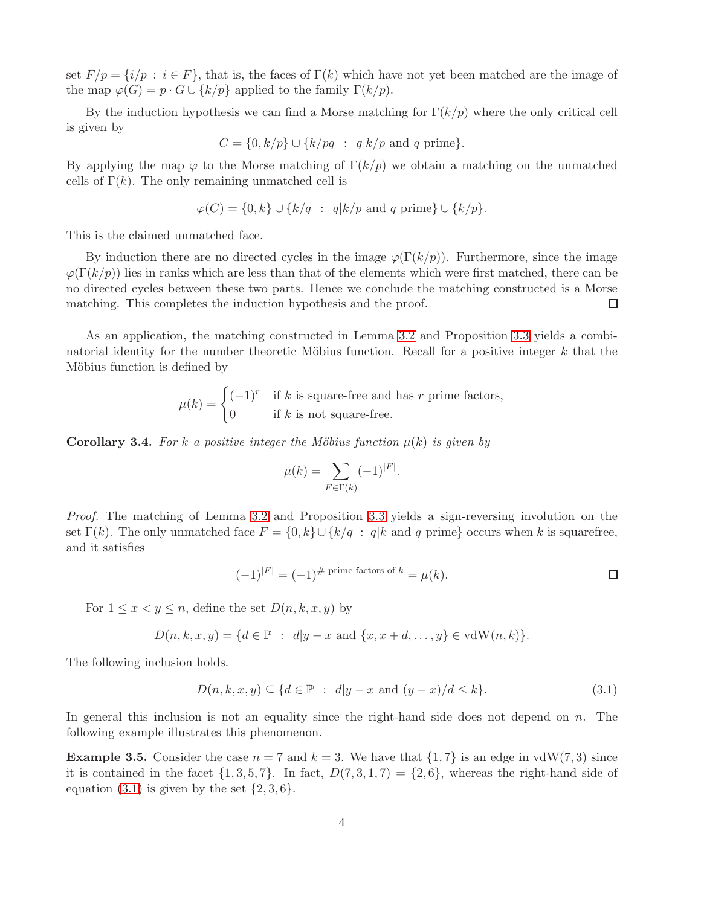set $F/p = \{i/p \; : \; i \in F\}$, that is, the faces of $\Gamma(k)$ which have not yet been matched are the image of the map $\varphi(G) = p \cdot G \cup \{k/p\}$ applied to the family $\Gamma(k/p)$.

By the induction hypothesis we can find a Morse matching for $\Gamma(k/p)$ where the only critical cell is given by

$$C = \{0, k/p\} \cup \{k/pq \;\; : \;\; q|k/p \text{ and } q \text{ prime}\}.$$

By applying the map $\varphi$ to the Morse matching of $\Gamma(k/p)$ we obtain a matching on the unmatched cells of $\Gamma(k)$. The only remaining unmatched cell is

$$\varphi(C) = \{0, k\} \cup \{k/q \;\; : \;\; q|k/p \text{ and } q \text{ prime}\} \cup \{k/p\}.$$

This is the claimed unmatched face.

By induction there are no directed cycles in the image $\varphi(\Gamma(k/p))$. Furthermore, since the image $\varphi(\Gamma(k/p))$ lies in ranks which are less than that of the elements which were first matched, there can be no directed cycles between these two parts. Hence we conclude the matching constructed is a Morse matching. This completes the induction hypothesis and the proof. □

As an application, the matching constructed in Lemma 3.2 and Proposition 3.3 yields a combinatorial identity for the number theoretic Möbius function. Recall for a positive integer $k$ that the Möbius function is defined by

$$\mu(k) = \begin{cases} (-1)^r & \text{if } k \text{ is square-free and has } r \text{ prime factors,} \\ 0 & \text{if } k \text{ is not square-free.} \end{cases}$$

**Corollary 3.4.** *For $k$ a positive integer the Möbius function $\mu(k)$ is given by*

$$\mu(k) = \sum_{F \in \Gamma(k)} (-1)^{|F|}.$$

*Proof.* The matching of Lemma 3.2 and Proposition 3.3 yields a sign-reversing involution on the set $\Gamma(k)$. The only unmatched face $F = \{0, k\} \cup \{k/q \; : \; q|k \text{ and } q \text{ prime}\}$ occurs when $k$ is squarefree, and it satisfies

$$(-1)^{|F|} = (-1)^{\# \text{ prime factors of } k} = \mu(k).$$

□

For $1 \leq x < y \leq n$, define the set $D(n, k, x, y)$ by

$$D(n, k, x, y) = \{d \in \mathbb{P} \;\; : \;\; d|y - x \text{ and } \{x, x + d, \ldots, y\} \in \mathrm{vdW}(n, k)\}.$$

The following inclusion holds.

$$D(n, k, x, y) \subseteq \{d \in \mathbb{P} \;\; : \;\; d|y - x \text{ and } (y - x)/d \leq k\}. \tag{3.1}$$

In general this inclusion is not an equality since the right-hand side does not depend on $n$. The following example illustrates this phenomenon.

**Example 3.5.** Consider the case $n = 7$ and $k = 3$. We have that $\{1, 7\}$ is an edge in $\mathrm{vdW}(7, 3)$ since it is contained in the facet $\{1, 3, 5, 7\}$. In fact, $D(7, 3, 1, 7) = \{2, 6\}$, whereas the right-hand side of equation (3.1) is given by the set $\{2, 3, 6\}$.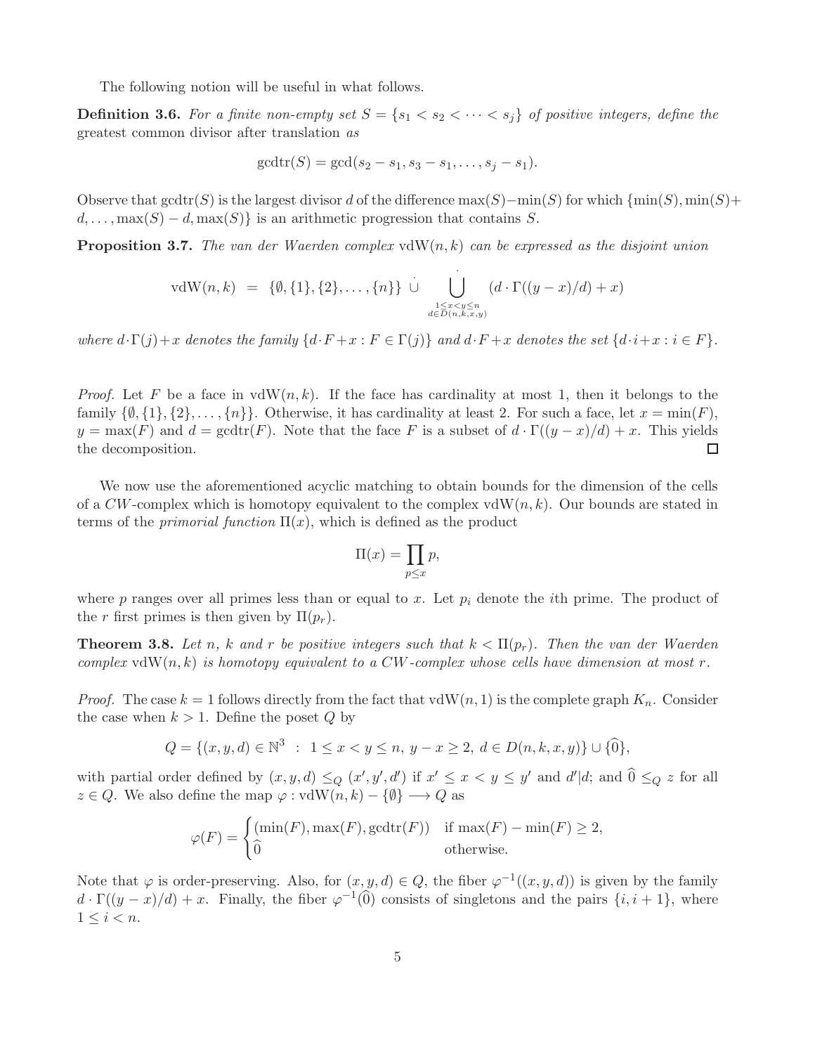The following notion will be useful in what follows.

**Definition 3.6.** *For a finite non-empty set $S = \{s_1 < s_2 < \cdots < s_j\}$ of positive integers, define the* greatest common divisor after translation *as*

$$\mathrm{gcdtr}(S) = \gcd(s_2 - s_1, s_3 - s_1, \ldots, s_j - s_1).$$

Observe that $\mathrm{gcdtr}(S)$ is the largest divisor $d$ of the difference $\max(S) - \min(S)$ for which $\{\min(S), \min(S) + d, \ldots, \max(S) - d, \max(S)\}$ is an arithmetic progression that contains $S$.

**Proposition 3.7.** *The van der Waerden complex* $\mathrm{vdW}(n, k)$ *can be expressed as the disjoint union*

$$\mathrm{vdW}(n,k) \;=\; \{\emptyset, \{1\}, \{2\}, \ldots, \{n\}\} \;\dot{\cup}\; \dot{\bigcup_{\substack{1 \leq x < y \leq n \\ d \in D(n,k,x,y)}}} \left(d \cdot \Gamma((y-x)/d) + x\right)$$

*where $d \cdot \Gamma(j) + x$ denotes the family $\{d \cdot F + x : F \in \Gamma(j)\}$ and $d \cdot F + x$ denotes the set $\{d \cdot i + x : i \in F\}$.*

*Proof.* Let $F$ be a face in $\mathrm{vdW}(n,k)$. If the face has cardinality at most 1, then it belongs to the family $\{\emptyset, \{1\}, \{2\}, \ldots, \{n\}\}$. Otherwise, it has cardinality at least 2. For such a face, let $x = \min(F)$, $y = \max(F)$ and $d = \mathrm{gcdtr}(F)$. Note that the face $F$ is a subset of $d \cdot \Gamma((y-x)/d) + x$. This yields the decomposition. $\square$

We now use the aforementioned acyclic matching to obtain bounds for the dimension of the cells of a $CW$-complex which is homotopy equivalent to the complex $\mathrm{vdW}(n,k)$. Our bounds are stated in terms of the *primorial function* $\Pi(x)$, which is defined as the product

$$\Pi(x) = \prod_{p \leq x} p,$$

where $p$ ranges over all primes less than or equal to $x$. Let $p_i$ denote the $i$th prime. The product of the $r$ first primes is then given by $\Pi(p_r)$.

**Theorem 3.8.** *Let $n$, $k$ and $r$ be positive integers such that $k < \Pi(p_r)$. Then the van der Waerden complex* $\mathrm{vdW}(n,k)$ *is homotopy equivalent to a $CW$-complex whose cells have dimension at most $r$.*

*Proof.* The case $k = 1$ follows directly from the fact that $\mathrm{vdW}(n,1)$ is the complete graph $K_n$. Consider the case when $k > 1$. Define the poset $Q$ by

$$Q = \{(x,y,d) \in \mathbb{N}^3 \;:\; 1 \leq x < y \leq n,\; y - x \geq 2,\; d \in D(n,k,x,y)\} \cup \{\widehat{0}\},$$

with partial order defined by $(x,y,d) \leq_Q (x',y',d')$ if $x' \leq x < y \leq y'$ and $d' | d$; and $\widehat{0} \leq_Q z$ for all $z \in Q$. We also define the map $\varphi : \mathrm{vdW}(n,k) - \{\emptyset\} \longrightarrow Q$ as

$$\varphi(F) = \begin{cases} (\min(F), \max(F), \mathrm{gcdtr}(F)) & \text{if } \max(F) - \min(F) \geq 2, \\ \widehat{0} & \text{otherwise.} \end{cases}$$

Note that $\varphi$ is order-preserving. Also, for $(x,y,d) \in Q$, the fiber $\varphi^{-1}((x,y,d))$ is given by the family $d \cdot \Gamma((y-x)/d) + x$. Finally, the fiber $\varphi^{-1}(\widehat{0})$ consists of singletons and the pairs $\{i, i+1\}$, where $1 \leq i < n$.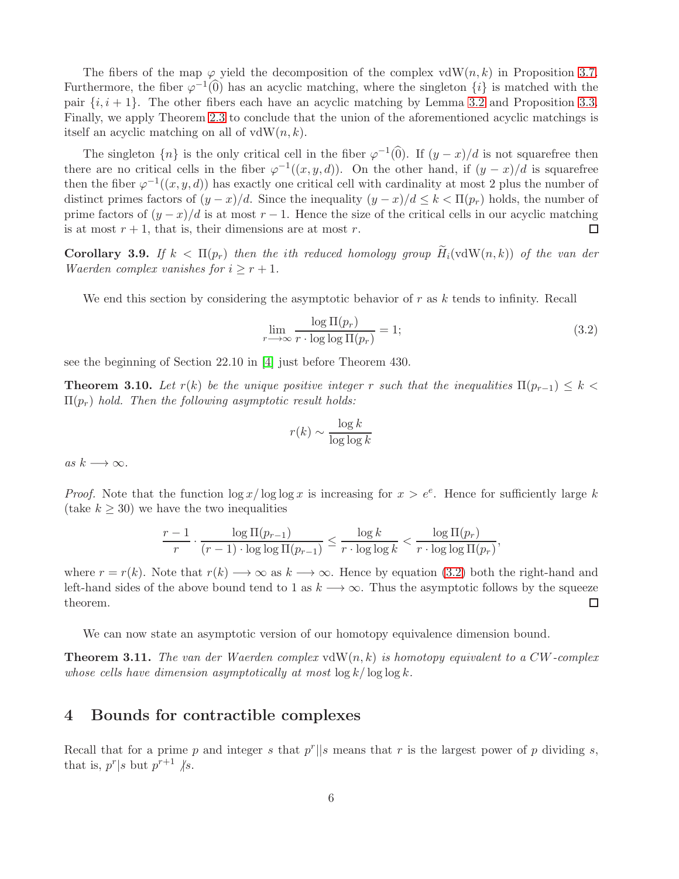The fibers of the map $\varphi$ yield the decomposition of the complex $\mathrm{vdW}(n,k)$ in Proposition 3.7. Furthermore, the fiber $\varphi^{-1}(\widehat{0})$ has an acyclic matching, where the singleton $\{i\}$ is matched with the pair $\{i, i+1\}$. The other fibers each have an acyclic matching by Lemma 3.2 and Proposition 3.3. Finally, we apply Theorem 2.3 to conclude that the union of the aforementioned acyclic matchings is itself an acyclic matching on all of $\mathrm{vdW}(n,k)$.

The singleton $\{n\}$ is the only critical cell in the fiber $\varphi^{-1}(\widehat{0})$. If $(y-x)/d$ is not squarefree then there are no critical cells in the fiber $\varphi^{-1}((x,y,d))$. On the other hand, if $(y-x)/d$ is squarefree then the fiber $\varphi^{-1}((x,y,d))$ has exactly one critical cell with cardinality at most 2 plus the number of distinct primes factors of $(y-x)/d$. Since the inequality $(y-x)/d \leq k < \Pi(p_r)$ holds, the number of prime factors of $(y-x)/d$ is at most $r-1$. Hence the size of the critical cells in our acyclic matching is at most $r+1$, that is, their dimensions are at most $r$. ☐

**Corollary 3.9.** *If $k < \Pi(p_r)$ then the ith reduced homology group $\widetilde{H}_i(\mathrm{vdW}(n,k))$ of the van der Waerden complex vanishes for $i \geq r+1$.*

We end this section by considering the asymptotic behavior of $r$ as $k$ tends to infinity. Recall

$$\lim_{r \longrightarrow \infty} \frac{\log \Pi(p_r)}{r \cdot \log\log \Pi(p_r)} = 1; \tag{3.2}$$

see the beginning of Section 22.10 in [4] just before Theorem 430.

**Theorem 3.10.** *Let $r(k)$ be the unique positive integer $r$ such that the inequalities $\Pi(p_{r-1}) \leq k < \Pi(p_r)$ hold. Then the following asymptotic result holds:*

$$r(k) \sim \frac{\log k}{\log\log k}$$

*as $k \longrightarrow \infty$.*

*Proof.* Note that the function $\log x / \log\log x$ is increasing for $x > e^e$. Hence for sufficiently large $k$ (take $k \geq 30$) we have the two inequalities

$$\frac{r-1}{r} \cdot \frac{\log \Pi(p_{r-1})}{(r-1) \cdot \log\log \Pi(p_{r-1})} \leq \frac{\log k}{r \cdot \log\log k} < \frac{\log \Pi(p_r)}{r \cdot \log\log \Pi(p_r)},$$

where $r = r(k)$. Note that $r(k) \longrightarrow \infty$ as $k \longrightarrow \infty$. Hence by equation (3.2) both the right-hand and left-hand sides of the above bound tend to 1 as $k \longrightarrow \infty$. Thus the asymptotic follows by the squeeze theorem. ☐

We can now state an asymptotic version of our homotopy equivalence dimension bound.

**Theorem 3.11.** *The van der Waerden complex $\mathrm{vdW}(n,k)$ is homotopy equivalent to a CW-complex whose cells have dimension asymptotically at most $\log k / \log\log k$.*

## 4 Bounds for contractible complexes

Recall that for a prime $p$ and integer $s$ that $p^r || s$ means that $r$ is the largest power of $p$ dividing $s$, that is, $p^r | s$ but $p^{r+1} \nmid s$.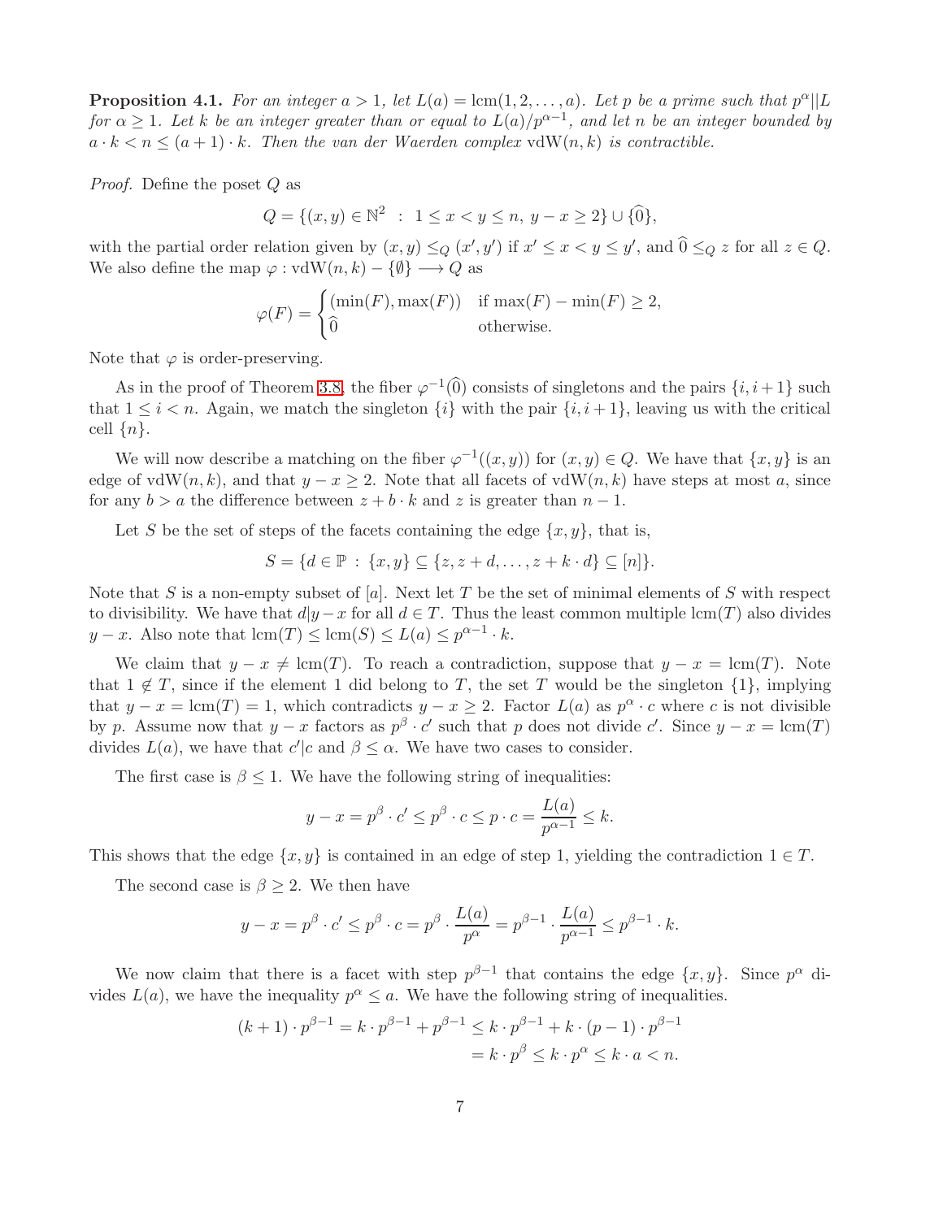**Proposition 4.1.** *For an integer $a > 1$, let $L(a) = \text{lcm}(1, 2, \ldots, a)$. Let $p$ be a prime such that $p^\alpha || L$ for $\alpha \geq 1$. Let $k$ be an integer greater than or equal to $L(a)/p^{\alpha-1}$, and let $n$ be an integer bounded by $a \cdot k < n \leq (a+1) \cdot k$. Then the van der Waerden complex $\text{vdW}(n, k)$ is contractible.*

*Proof.* Define the poset $Q$ as

$$Q = \{(x, y) \in \mathbb{N}^2 \ : \ 1 \leq x < y \leq n, \ y - x \geq 2\} \cup \{\widehat{0}\},$$

with the partial order relation given by $(x, y) \leq_Q (x', y')$ if $x' \leq x < y \leq y'$, and $\widehat{0} \leq_Q z$ for all $z \in Q$. We also define the map $\varphi : \text{vdW}(n, k) - \{\emptyset\} \longrightarrow Q$ as

$$\varphi(F) = \begin{cases} (\min(F), \max(F)) & \text{if } \max(F) - \min(F) \geq 2, \\ \widehat{0} & \text{otherwise.} \end{cases}$$

Note that $\varphi$ is order-preserving.

As in the proof of Theorem 3.8, the fiber $\varphi^{-1}(\widehat{0})$ consists of singletons and the pairs $\{i, i+1\}$ such that $1 \leq i < n$. Again, we match the singleton $\{i\}$ with the pair $\{i, i+1\}$, leaving us with the critical cell $\{n\}$.

We will now describe a matching on the fiber $\varphi^{-1}((x, y))$ for $(x, y) \in Q$. We have that $\{x, y\}$ is an edge of $\text{vdW}(n, k)$, and that $y - x \geq 2$. Note that all facets of $\text{vdW}(n, k)$ have steps at most $a$, since for any $b > a$ the difference between $z + b \cdot k$ and $z$ is greater than $n - 1$.

Let $S$ be the set of steps of the facets containing the edge $\{x, y\}$, that is,

$$S = \{d \in \mathbb{P} \ : \ \{x, y\} \subseteq \{z, z+d, \ldots, z + k \cdot d\} \subseteq [n]\}.$$

Note that $S$ is a non-empty subset of $[a]$. Next let $T$ be the set of minimal elements of $S$ with respect to divisibility. We have that $d | y - x$ for all $d \in T$. Thus the least common multiple $\text{lcm}(T)$ also divides $y - x$. Also note that $\text{lcm}(T) \leq \text{lcm}(S) \leq L(a) \leq p^{\alpha-1} \cdot k$.

We claim that $y - x \neq \text{lcm}(T)$. To reach a contradiction, suppose that $y - x = \text{lcm}(T)$. Note that $1 \notin T$, since if the element 1 did belong to $T$, the set $T$ would be the singleton $\{1\}$, implying that $y - x = \text{lcm}(T) = 1$, which contradicts $y - x \geq 2$. Factor $L(a)$ as $p^\alpha \cdot c$ where $c$ is not divisible by $p$. Assume now that $y - x$ factors as $p^\beta \cdot c'$ such that $p$ does not divide $c'$. Since $y - x = \text{lcm}(T)$ divides $L(a)$, we have that $c' | c$ and $\beta \leq \alpha$. We have two cases to consider.

The first case is $\beta \leq 1$. We have the following string of inequalities:

$$y - x = p^\beta \cdot c' \leq p^\beta \cdot c \leq p \cdot c = \frac{L(a)}{p^{\alpha-1}} \leq k.$$

This shows that the edge $\{x, y\}$ is contained in an edge of step 1, yielding the contradiction $1 \in T$.

The second case is $\beta \geq 2$. We then have

$$y - x = p^\beta \cdot c' \leq p^\beta \cdot c = p^\beta \cdot \frac{L(a)}{p^\alpha} = p^{\beta-1} \cdot \frac{L(a)}{p^{\alpha-1}} \leq p^{\beta-1} \cdot k.$$

We now claim that there is a facet with step $p^{\beta-1}$ that contains the edge $\{x, y\}$. Since $p^\alpha$ divides $L(a)$, we have the inequality $p^\alpha \leq a$. We have the following string of inequalities.

$$\begin{aligned} (k+1) \cdot p^{\beta-1} = k \cdot p^{\beta-1} + p^{\beta-1} &\leq k \cdot p^{\beta-1} + k \cdot (p-1) \cdot p^{\beta-1} \\ &= k \cdot p^\beta \leq k \cdot p^\alpha \leq k \cdot a < n. \end{aligned}$$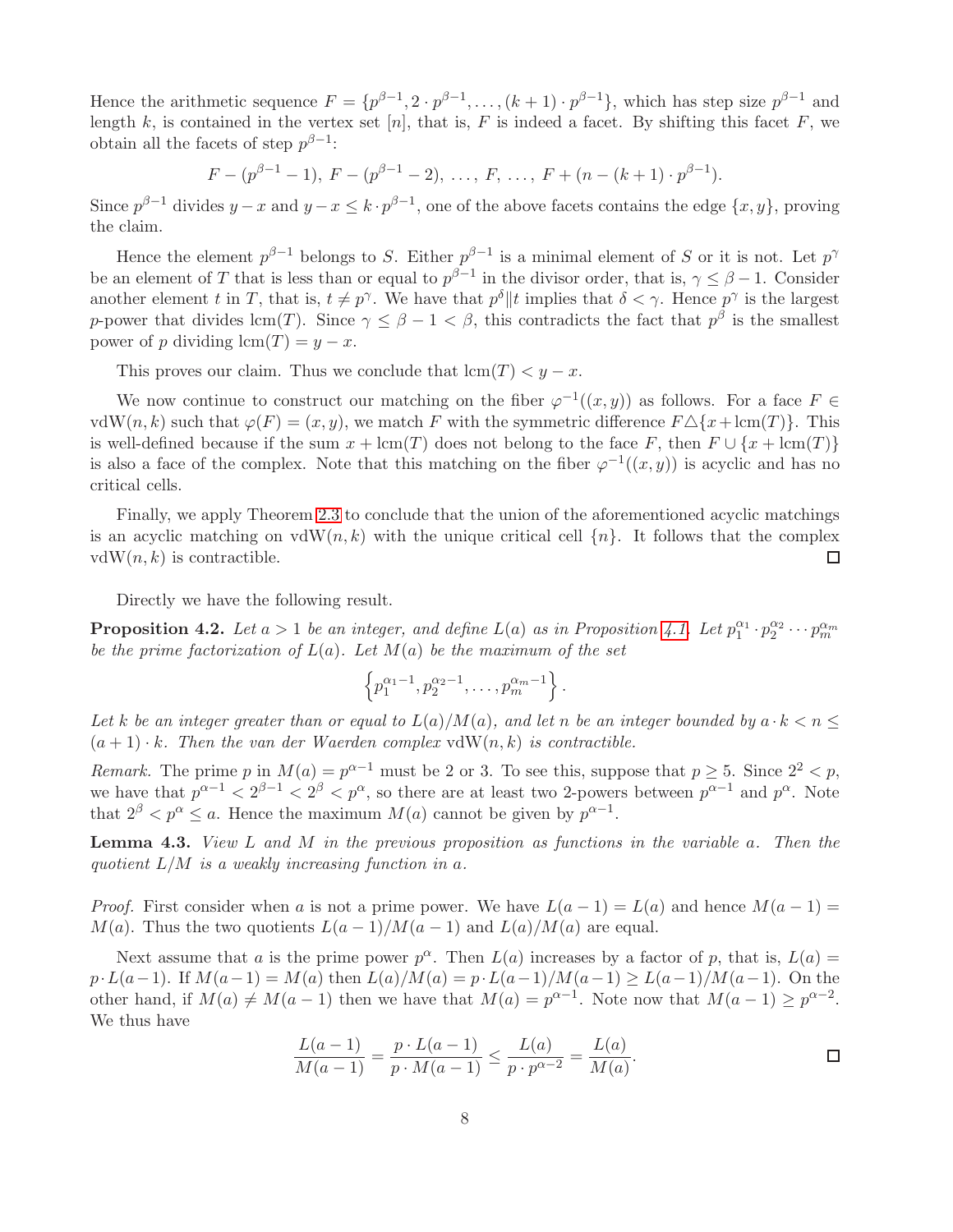Hence the arithmetic sequence $F = \{p^{\beta-1}, 2 \cdot p^{\beta-1}, \dots, (k+1) \cdot p^{\beta-1}\}$, which has step size $p^{\beta-1}$ and length $k$, is contained in the vertex set $[n]$, that is, $F$ is indeed a facet. By shifting this facet $F$, we obtain all the facets of step $p^{\beta-1}$:

$$F - (p^{\beta-1} - 1),\ F - (p^{\beta-1} - 2),\ \dots,\ F,\ \dots,\ F + (n - (k+1) \cdot p^{\beta-1}).$$

Since $p^{\beta-1}$ divides $y - x$ and $y - x \leq k \cdot p^{\beta-1}$, one of the above facets contains the edge $\{x, y\}$, proving the claim.

Hence the element $p^{\beta-1}$ belongs to $S$. Either $p^{\beta-1}$ is a minimal element of $S$ or it is not. Let $p^{\gamma}$ be an element of $T$ that is less than or equal to $p^{\beta-1}$ in the divisor order, that is, $\gamma \leq \beta - 1$. Consider another element $t$ in $T$, that is, $t \neq p^{\gamma}$. We have that $p^{\delta} \| t$ implies that $\delta < \gamma$. Hence $p^{\gamma}$ is the largest $p$-power that divides $\mathrm{lcm}(T)$. Since $\gamma \leq \beta - 1 < \beta$, this contradicts the fact that $p^{\beta}$ is the smallest power of $p$ dividing $\mathrm{lcm}(T) = y - x$.

This proves our claim. Thus we conclude that $\mathrm{lcm}(T) < y - x$.

We now continue to construct our matching on the fiber $\varphi^{-1}((x, y))$ as follows. For a face $F \in \mathrm{vdW}(n, k)$ such that $\varphi(F) = (x, y)$, we match $F$ with the symmetric difference $F \triangle \{x + \mathrm{lcm}(T)\}$. This is well-defined because if the sum $x + \mathrm{lcm}(T)$ does not belong to the face $F$, then $F \cup \{x + \mathrm{lcm}(T)\}$ is also a face of the complex. Note that this matching on the fiber $\varphi^{-1}((x, y))$ is acyclic and has no critical cells.

Finally, we apply Theorem 2.3 to conclude that the union of the aforementioned acyclic matchings is an acyclic matching on $\mathrm{vdW}(n, k)$ with the unique critical cell $\{n\}$. It follows that the complex $\mathrm{vdW}(n, k)$ is contractible. $\square$

Directly we have the following result.

**Proposition 4.2.** *Let $a > 1$ be an integer, and define $L(a)$ as in Proposition 4.1. Let $p_1^{\alpha_1} \cdot p_2^{\alpha_2} \cdots p_m^{\alpha_m}$ be the prime factorization of $L(a)$. Let $M(a)$ be the maximum of the set*

$$\left\{ p_1^{\alpha_1 - 1}, p_2^{\alpha_2 - 1}, \dots, p_m^{\alpha_m - 1} \right\}.$$

*Let $k$ be an integer greater than or equal to $L(a)/M(a)$, and let $n$ be an integer bounded by $a \cdot k < n \leq (a+1) \cdot k$. Then the van der Waerden complex $\mathrm{vdW}(n, k)$ is contractible.*

*Remark.* The prime $p$ in $M(a) = p^{\alpha-1}$ must be 2 or 3. To see this, suppose that $p \geq 5$. Since $2^2 < p$, we have that $p^{\alpha-1} < 2^{\beta-1} < 2^{\beta} < p^{\alpha}$, so there are at least two 2-powers between $p^{\alpha-1}$ and $p^{\alpha}$. Note that $2^{\beta} < p^{\alpha} \leq a$. Hence the maximum $M(a)$ cannot be given by $p^{\alpha-1}$.

**Lemma 4.3.** *View $L$ and $M$ in the previous proposition as functions in the variable $a$. Then the quotient $L/M$ is a weakly increasing function in $a$.*

*Proof.* First consider when $a$ is not a prime power. We have $L(a-1) = L(a)$ and hence $M(a-1) = M(a)$. Thus the two quotients $L(a-1)/M(a-1)$ and $L(a)/M(a)$ are equal.

Next assume that $a$ is the prime power $p^{\alpha}$. Then $L(a)$ increases by a factor of $p$, that is, $L(a) = p \cdot L(a-1)$. If $M(a-1) = M(a)$ then $L(a)/M(a) = p \cdot L(a-1)/M(a-1) \geq L(a-1)/M(a-1)$. On the other hand, if $M(a) \neq M(a-1)$ then we have that $M(a) = p^{\alpha-1}$. Note now that $M(a-1) \geq p^{\alpha-2}$. We thus have

$$\frac{L(a-1)}{M(a-1)} = \frac{p \cdot L(a-1)}{p \cdot M(a-1)} \leq \frac{L(a)}{p \cdot p^{\alpha-2}} = \frac{L(a)}{M(a)}. \qquad \square$$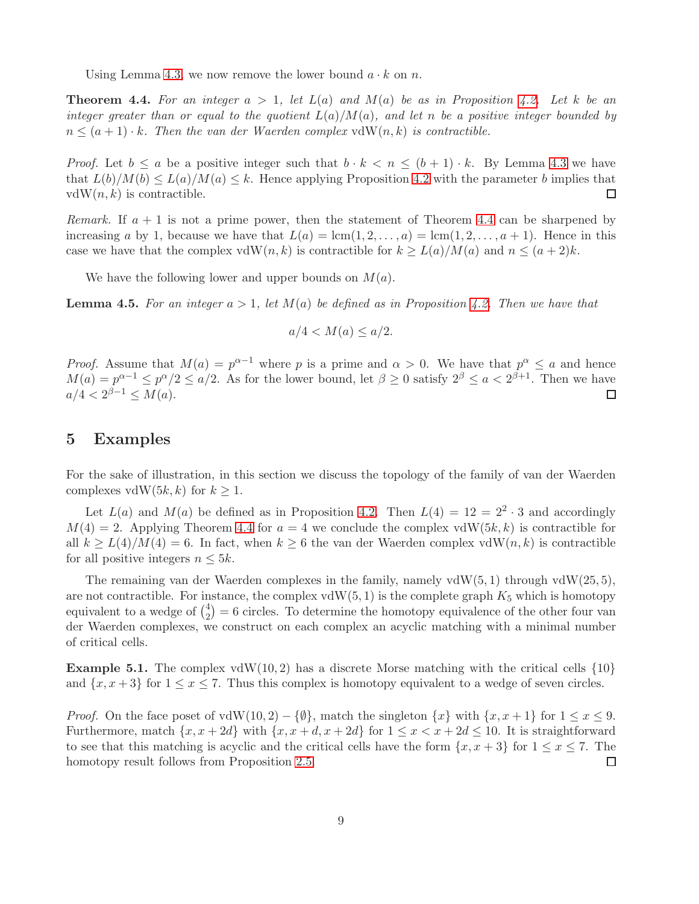Using Lemma 4.3, we now remove the lower bound $a \cdot k$ on $n$.

**Theorem 4.4.** *For an integer $a > 1$, let $L(a)$ and $M(a)$ be as in Proposition 4.2. Let $k$ be an integer greater than or equal to the quotient $L(a)/M(a)$, and let $n$ be a positive integer bounded by $n \leq (a+1) \cdot k$. Then the van der Waerden complex $\mathrm{vdW}(n, k)$ is contractible.*

*Proof.* Let $b \leq a$ be a positive integer such that $b \cdot k < n \leq (b+1) \cdot k$. By Lemma 4.3 we have that $L(b)/M(b) \leq L(a)/M(a) \leq k$. Hence applying Proposition 4.2 with the parameter $b$ implies that $\mathrm{vdW}(n, k)$ is contractible. □

*Remark.* If $a+1$ is not a prime power, then the statement of Theorem 4.4 can be sharpened by increasing $a$ by 1, because we have that $L(a) = \mathrm{lcm}(1, 2, \ldots, a) = \mathrm{lcm}(1, 2, \ldots, a+1)$. Hence in this case we have that the complex $\mathrm{vdW}(n, k)$ is contractible for $k \geq L(a)/M(a)$ and $n \leq (a+2)k$.

We have the following lower and upper bounds on $M(a)$.

**Lemma 4.5.** *For an integer $a > 1$, let $M(a)$ be defined as in Proposition 4.2. Then we have that*

$$a/4 < M(a) \leq a/2.$$

*Proof.* Assume that $M(a) = p^{\alpha-1}$ where $p$ is a prime and $\alpha > 0$. We have that $p^{\alpha} \leq a$ and hence $M(a) = p^{\alpha-1} \leq p^{\alpha}/2 \leq a/2$. As for the lower bound, let $\beta \geq 0$ satisfy $2^{\beta} \leq a < 2^{\beta+1}$. Then we have $a/4 < 2^{\beta-1} \leq M(a)$. □

## 5 Examples

For the sake of illustration, in this section we discuss the topology of the family of van der Waerden complexes $\mathrm{vdW}(5k, k)$ for $k \geq 1$.

Let $L(a)$ and $M(a)$ be defined as in Proposition 4.2. Then $L(4) = 12 = 2^2 \cdot 3$ and accordingly $M(4) = 2$. Applying Theorem 4.4 for $a = 4$ we conclude the complex $\mathrm{vdW}(5k, k)$ is contractible for all $k \geq L(4)/M(4) = 6$. In fact, when $k \geq 6$ the van der Waerden complex $\mathrm{vdW}(n, k)$ is contractible for all positive integers $n \leq 5k$.

The remaining van der Waerden complexes in the family, namely $\mathrm{vdW}(5, 1)$ through $\mathrm{vdW}(25, 5)$, are not contractible. For instance, the complex $\mathrm{vdW}(5, 1)$ is the complete graph $K_5$ which is homotopy equivalent to a wedge of $\binom{4}{2} = 6$ circles. To determine the homotopy equivalence of the other four van der Waerden complexes, we construct on each complex an acyclic matching with a minimal number of critical cells.

**Example 5.1.** The complex $\mathrm{vdW}(10, 2)$ has a discrete Morse matching with the critical cells $\{10\}$ and $\{x, x+3\}$ for $1 \leq x \leq 7$. Thus this complex is homotopy equivalent to a wedge of seven circles.

*Proof.* On the face poset of $\mathrm{vdW}(10, 2) - \{\emptyset\}$, match the singleton $\{x\}$ with $\{x, x+1\}$ for $1 \leq x \leq 9$. Furthermore, match $\{x, x+2d\}$ with $\{x, x+d, x+2d\}$ for $1 \leq x < x+2d \leq 10$. It is straightforward to see that this matching is acyclic and the critical cells have the form $\{x, x+3\}$ for $1 \leq x \leq 7$. The homotopy result follows from Proposition 2.5. □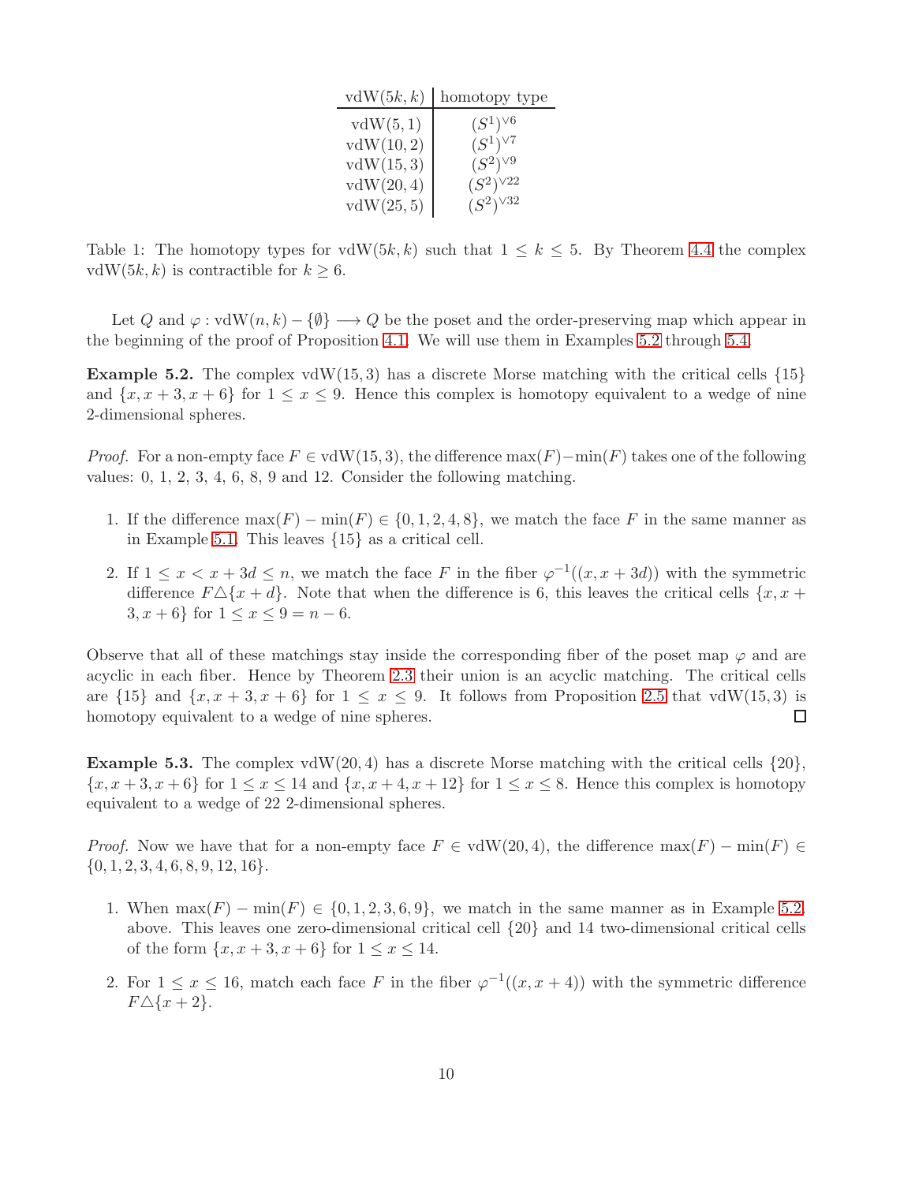| $\mathrm{vdW}(5k, k)$ | homotopy type |
|---|---|
| $\mathrm{vdW}(5, 1)$ | $(S^1)^{\vee 6}$ |
| $\mathrm{vdW}(10, 2)$ | $(S^1)^{\vee 7}$ |
| $\mathrm{vdW}(15, 3)$ | $(S^2)^{\vee 9}$ |
| $\mathrm{vdW}(20, 4)$ | $(S^2)^{\vee 22}$ |
| $\mathrm{vdW}(25, 5)$ | $(S^2)^{\vee 32}$ |

Table 1: The homotopy types for $\mathrm{vdW}(5k, k)$ such that $1 \leq k \leq 5$. By Theorem 4.4 the complex $\mathrm{vdW}(5k, k)$ is contractible for $k \geq 6$.

Let $Q$ and $\varphi : \mathrm{vdW}(n, k) - \{\emptyset\} \longrightarrow Q$ be the poset and the order-preserving map which appear in the beginning of the proof of Proposition 4.1. We will use them in Examples 5.2 through 5.4.

**Example 5.2.** The complex $\mathrm{vdW}(15, 3)$ has a discrete Morse matching with the critical cells $\{15\}$ and $\{x, x + 3, x + 6\}$ for $1 \leq x \leq 9$. Hence this complex is homotopy equivalent to a wedge of nine 2-dimensional spheres.

*Proof.* For a non-empty face $F \in \mathrm{vdW}(15, 3)$, the difference $\max(F) - \min(F)$ takes one of the following values: 0, 1, 2, 3, 4, 6, 8, 9 and 12. Consider the following matching.

1. If the difference $\max(F) - \min(F) \in \{0, 1, 2, 4, 8\}$, we match the face $F$ in the same manner as in Example 5.1. This leaves $\{15\}$ as a critical cell.
2. If $1 \leq x < x + 3d \leq n$, we match the face $F$ in the fiber $\varphi^{-1}((x, x + 3d))$ with the symmetric difference $F \triangle \{x + d\}$. Note that when the difference is 6, this leaves the critical cells $\{x, x + 3, x + 6\}$ for $1 \leq x \leq 9 = n - 6$.

Observe that all of these matchings stay inside the corresponding fiber of the poset map $\varphi$ and are acyclic in each fiber. Hence by Theorem 2.3 their union is an acyclic matching. The critical cells are $\{15\}$ and $\{x, x + 3, x + 6\}$ for $1 \leq x \leq 9$. It follows from Proposition 2.5 that $\mathrm{vdW}(15, 3)$ is homotopy equivalent to a wedge of nine spheres. ∎

**Example 5.3.** The complex $\mathrm{vdW}(20, 4)$ has a discrete Morse matching with the critical cells $\{20\}$, $\{x, x + 3, x + 6\}$ for $1 \leq x \leq 14$ and $\{x, x + 4, x + 12\}$ for $1 \leq x \leq 8$. Hence this complex is homotopy equivalent to a wedge of 22 2-dimensional spheres.

*Proof.* Now we have that for a non-empty face $F \in \mathrm{vdW}(20, 4)$, the difference $\max(F) - \min(F) \in \{0, 1, 2, 3, 4, 6, 8, 9, 12, 16\}$.

1. When $\max(F) - \min(F) \in \{0, 1, 2, 3, 6, 9\}$, we match in the same manner as in Example 5.2 above. This leaves one zero-dimensional critical cell $\{20\}$ and 14 two-dimensional critical cells of the form $\{x, x + 3, x + 6\}$ for $1 \leq x \leq 14$.
2. For $1 \leq x \leq 16$, match each face $F$ in the fiber $\varphi^{-1}((x, x + 4))$ with the symmetric difference $F \triangle \{x + 2\}$.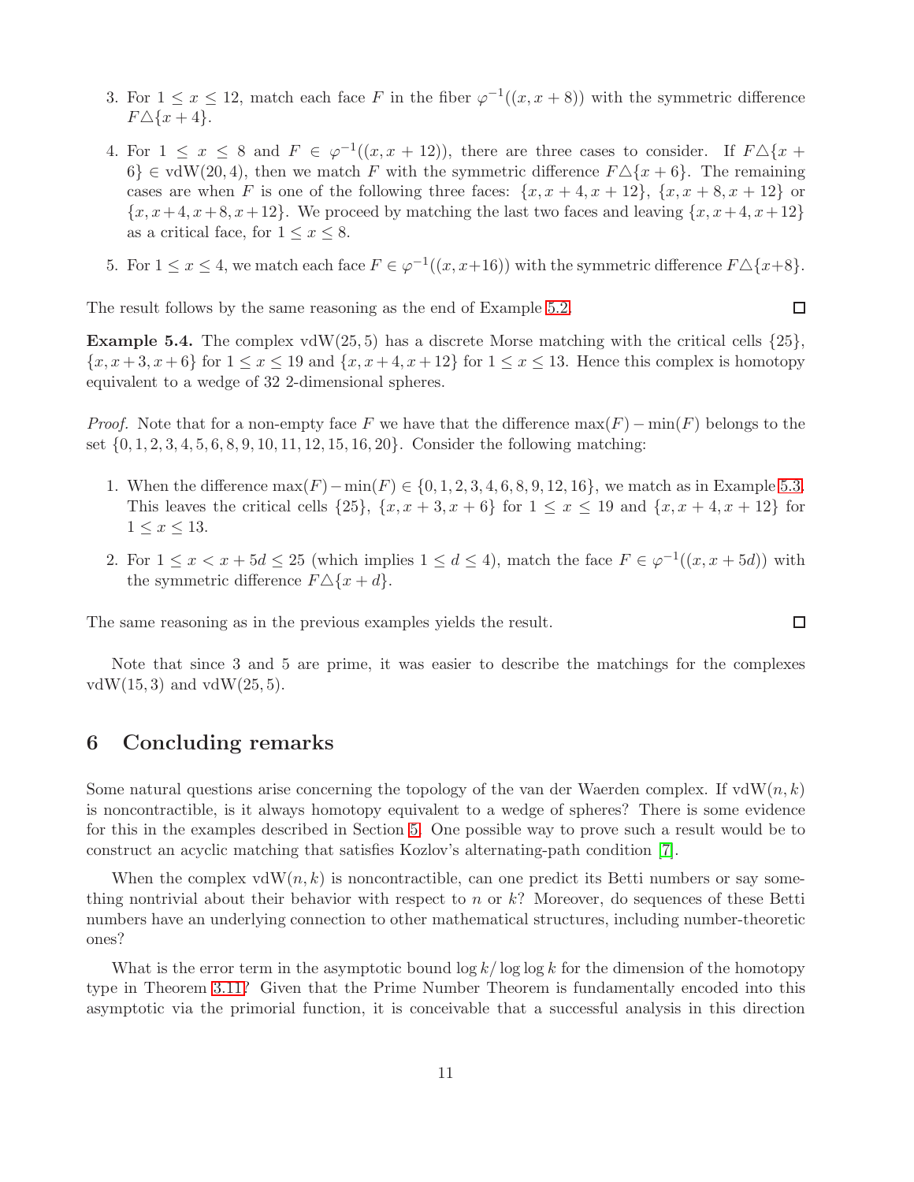3. For $1 \leq x \leq 12$, match each face $F$ in the fiber $\varphi^{-1}((x, x+8))$ with the symmetric difference $F \triangle \{x+4\}$.

4. For $1 \leq x \leq 8$ and $F \in \varphi^{-1}((x, x+12))$, there are three cases to consider. If $F \triangle \{x + 6\} \in \mathrm{vdW}(20, 4)$, then we match $F$ with the symmetric difference $F \triangle \{x+6\}$. The remaining cases are when $F$ is one of the following three faces: $\{x, x+4, x+12\}$, $\{x, x+8, x+12\}$ or $\{x, x+4, x+8, x+12\}$. We proceed by matching the last two faces and leaving $\{x, x+4, x+12\}$ as a critical face, for $1 \leq x \leq 8$.

5. For $1 \leq x \leq 4$, we match each face $F \in \varphi^{-1}((x, x+16))$ with the symmetric difference $F \triangle \{x+8\}$.

The result follows by the same reasoning as the end of Example 5.2. ∎

**Example 5.4.** The complex $\mathrm{vdW}(25, 5)$ has a discrete Morse matching with the critical cells $\{25\}$, $\{x, x+3, x+6\}$ for $1 \leq x \leq 19$ and $\{x, x+4, x+12\}$ for $1 \leq x \leq 13$. Hence this complex is homotopy equivalent to a wedge of 32 2-dimensional spheres.

*Proof.* Note that for a non-empty face $F$ we have that the difference $\max(F) - \min(F)$ belongs to the set $\{0, 1, 2, 3, 4, 5, 6, 8, 9, 10, 11, 12, 15, 16, 20\}$. Consider the following matching:

1. When the difference $\max(F) - \min(F) \in \{0, 1, 2, 3, 4, 6, 8, 9, 12, 16\}$, we match as in Example 5.3. This leaves the critical cells $\{25\}$, $\{x, x+3, x+6\}$ for $1 \leq x \leq 19$ and $\{x, x+4, x+12\}$ for $1 \leq x \leq 13$.

2. For $1 \leq x < x + 5d \leq 25$ (which implies $1 \leq d \leq 4$), match the face $F \in \varphi^{-1}((x, x+5d))$ with the symmetric difference $F \triangle \{x+d\}$.

The same reasoning as in the previous examples yields the result. ∎

Note that since 3 and 5 are prime, it was easier to describe the matchings for the complexes $\mathrm{vdW}(15, 3)$ and $\mathrm{vdW}(25, 5)$.

## 6 Concluding remarks

Some natural questions arise concerning the topology of the van der Waerden complex. If $\mathrm{vdW}(n, k)$ is noncontractible, is it always homotopy equivalent to a wedge of spheres? There is some evidence for this in the examples described in Section 5. One possible way to prove such a result would be to construct an acyclic matching that satisfies Kozlov's alternating-path condition [7].

When the complex $\mathrm{vdW}(n, k)$ is noncontractible, can one predict its Betti numbers or say something nontrivial about their behavior with respect to $n$ or $k$? Moreover, do sequences of these Betti numbers have an underlying connection to other mathematical structures, including number-theoretic ones?

What is the error term in the asymptotic bound $\log k / \log \log k$ for the dimension of the homotopy type in Theorem 3.11? Given that the Prime Number Theorem is fundamentally encoded into this asymptotic via the primorial function, it is conceivable that a successful analysis in this direction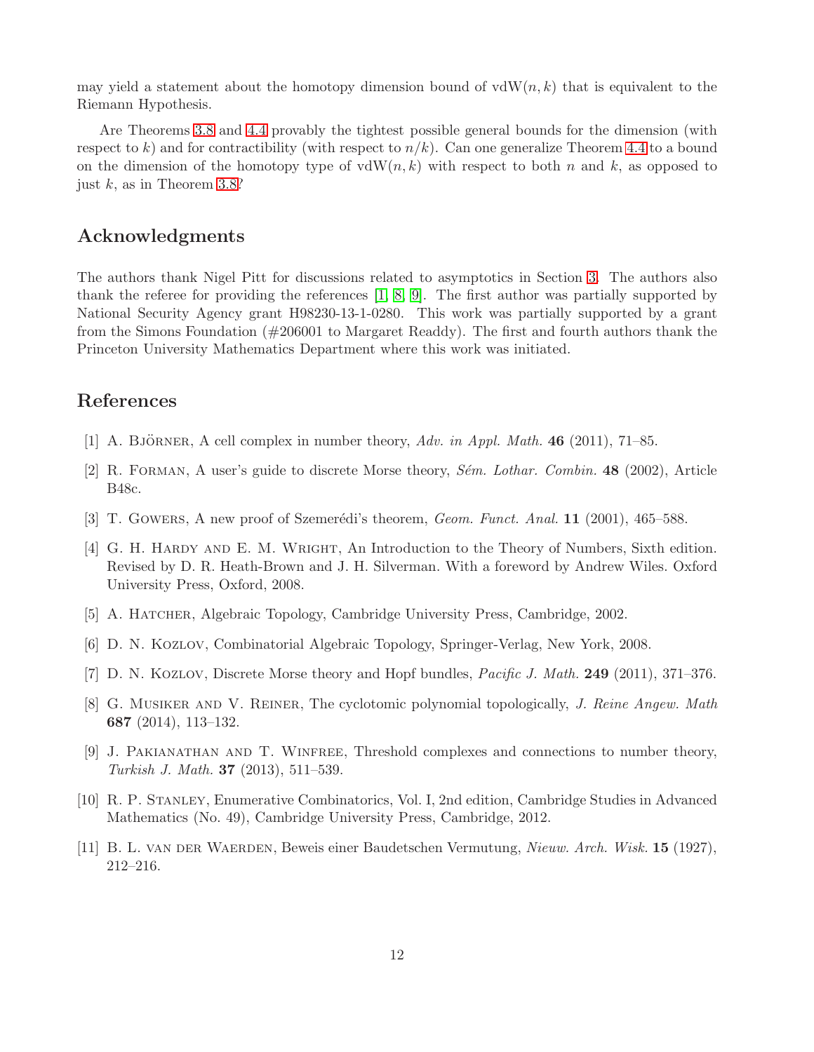may yield a statement about the homotopy dimension bound of $\mathrm{vdW}(n, k)$ that is equivalent to the Riemann Hypothesis.

Are Theorems 3.8 and 4.4 provably the tightest possible general bounds for the dimension (with respect to $k$) and for contractibility (with respect to $n/k$). Can one generalize Theorem 4.4 to a bound on the dimension of the homotopy type of $\mathrm{vdW}(n, k)$ with respect to both $n$ and $k$, as opposed to just $k$, as in Theorem 3.8?

## Acknowledgments

The authors thank Nigel Pitt for discussions related to asymptotics in Section 3. The authors also thank the referee for providing the references [1, 8, 9]. The first author was partially supported by National Security Agency grant H98230-13-1-0280. This work was partially supported by a grant from the Simons Foundation (#206001 to Margaret Readdy). The first and fourth authors thank the Princeton University Mathematics Department where this work was initiated.

## References

[1] A. Björner, A cell complex in number theory, *Adv. in Appl. Math.* **46** (2011), 71–85.

[2] R. Forman, A user's guide to discrete Morse theory, *Sém. Lothar. Combin.* **48** (2002), Article B48c.

[3] T. Gowers, A new proof of Szemerédi's theorem, *Geom. Funct. Anal.* **11** (2001), 465–588.

[4] G. H. Hardy and E. M. Wright, An Introduction to the Theory of Numbers, Sixth edition. Revised by D. R. Heath-Brown and J. H. Silverman. With a foreword by Andrew Wiles. Oxford University Press, Oxford, 2008.

[5] A. Hatcher, Algebraic Topology, Cambridge University Press, Cambridge, 2002.

[6] D. N. Kozlov, Combinatorial Algebraic Topology, Springer-Verlag, New York, 2008.

[7] D. N. Kozlov, Discrete Morse theory and Hopf bundles, *Pacific J. Math.* **249** (2011), 371–376.

[8] G. Musiker and V. Reiner, The cyclotomic polynomial topologically, *J. Reine Angew. Math* **687** (2014), 113–132.

[9] J. Pakianathan and T. Winfree, Threshold complexes and connections to number theory, *Turkish J. Math.* **37** (2013), 511–539.

[10] R. P. Stanley, Enumerative Combinatorics, Vol. I, 2nd edition, Cambridge Studies in Advanced Mathematics (No. 49), Cambridge University Press, Cambridge, 2012.

[11] B. L. van der Waerden, Beweis einer Baudetschen Vermutung, *Nieuw. Arch. Wisk.* **15** (1927), 212–216.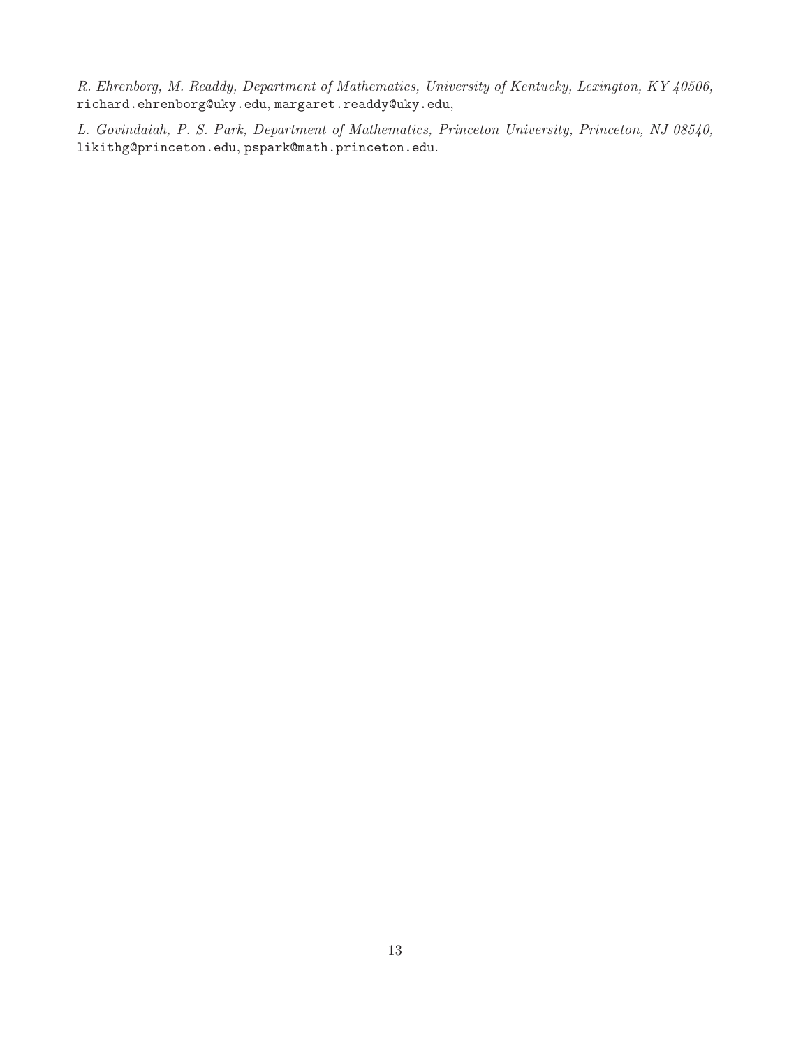*R. Ehrenborg, M. Readdy, Department of Mathematics, University of Kentucky, Lexington, KY 40506,* richard.ehrenborg@uky.edu, margaret.readdy@uky.edu,

*L. Govindaiah, P. S. Park, Department of Mathematics, Princeton University, Princeton, NJ 08540,* likithg@princeton.edu, pspark@math.princeton.edu.